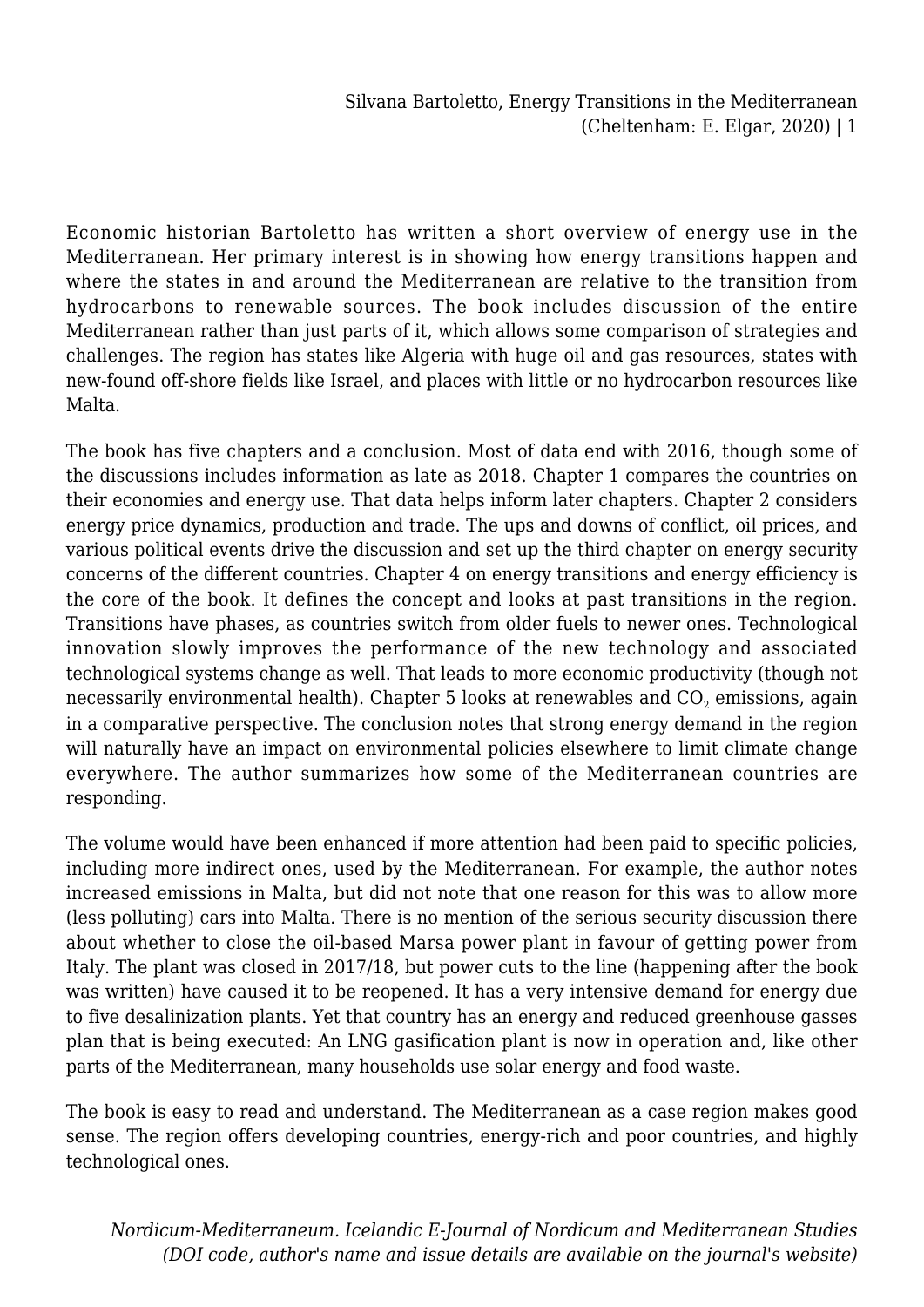Economic historian Bartoletto has written a short overview of energy use in the Mediterranean. Her primary interest is in showing how energy transitions happen and where the states in and around the Mediterranean are relative to the transition from hydrocarbons to renewable sources. The book includes discussion of the entire Mediterranean rather than just parts of it, which allows some comparison of strategies and challenges. The region has states like Algeria with huge oil and gas resources, states with new-found off-shore fields like Israel, and places with little or no hydrocarbon resources like Malta.

The book has five chapters and a conclusion. Most of data end with 2016, though some of the discussions includes information as late as 2018. Chapter 1 compares the countries on their economies and energy use. That data helps inform later chapters. Chapter 2 considers energy price dynamics, production and trade. The ups and downs of conflict, oil prices, and various political events drive the discussion and set up the third chapter on energy security concerns of the different countries. Chapter 4 on energy transitions and energy efficiency is the core of the book. It defines the concept and looks at past transitions in the region. Transitions have phases, as countries switch from older fuels to newer ones. Technological innovation slowly improves the performance of the new technology and associated technological systems change as well. That leads to more economic productivity (though not necessarily environmental health). Chapter 5 looks at renewables and $CO_2$ emissions, again in a comparative perspective. The conclusion notes that strong energy demand in the region will naturally have an impact on environmental policies elsewhere to limit climate change everywhere. The author summarizes how some of the Mediterranean countries are responding.

The volume would have been enhanced if more attention had been paid to specific policies, including more indirect ones, used by the Mediterranean. For example, the author notes increased emissions in Malta, but did not note that one reason for this was to allow more (less polluting) cars into Malta. There is no mention of the serious security discussion there about whether to close the oil-based Marsa power plant in favour of getting power from Italy. The plant was closed in 2017/18, but power cuts to the line (happening after the book was written) have caused it to be reopened. It has a very intensive demand for energy due to five desalinization plants. Yet that country has an energy and reduced greenhouse gasses plan that is being executed: An LNG gasification plant is now in operation and, like other parts of the Mediterranean, many households use solar energy and food waste.

The book is easy to read and understand. The Mediterranean as a case region makes good sense. The region offers developing countries, energy-rich and poor countries, and highly technological ones.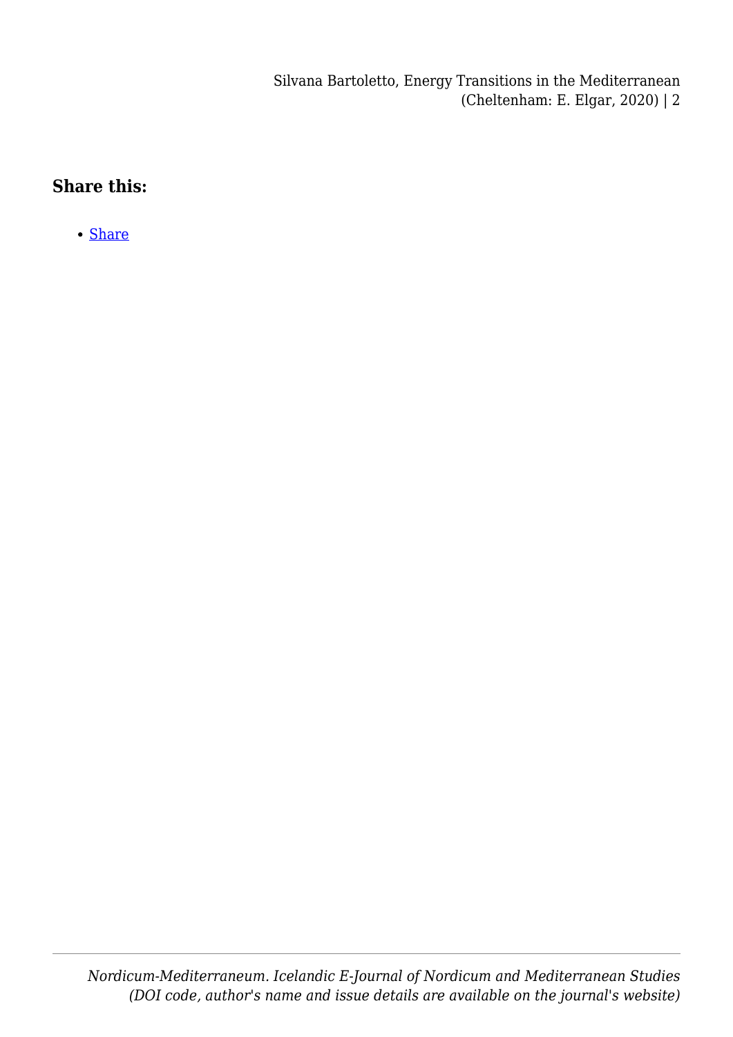## Share this:

- [Share]()